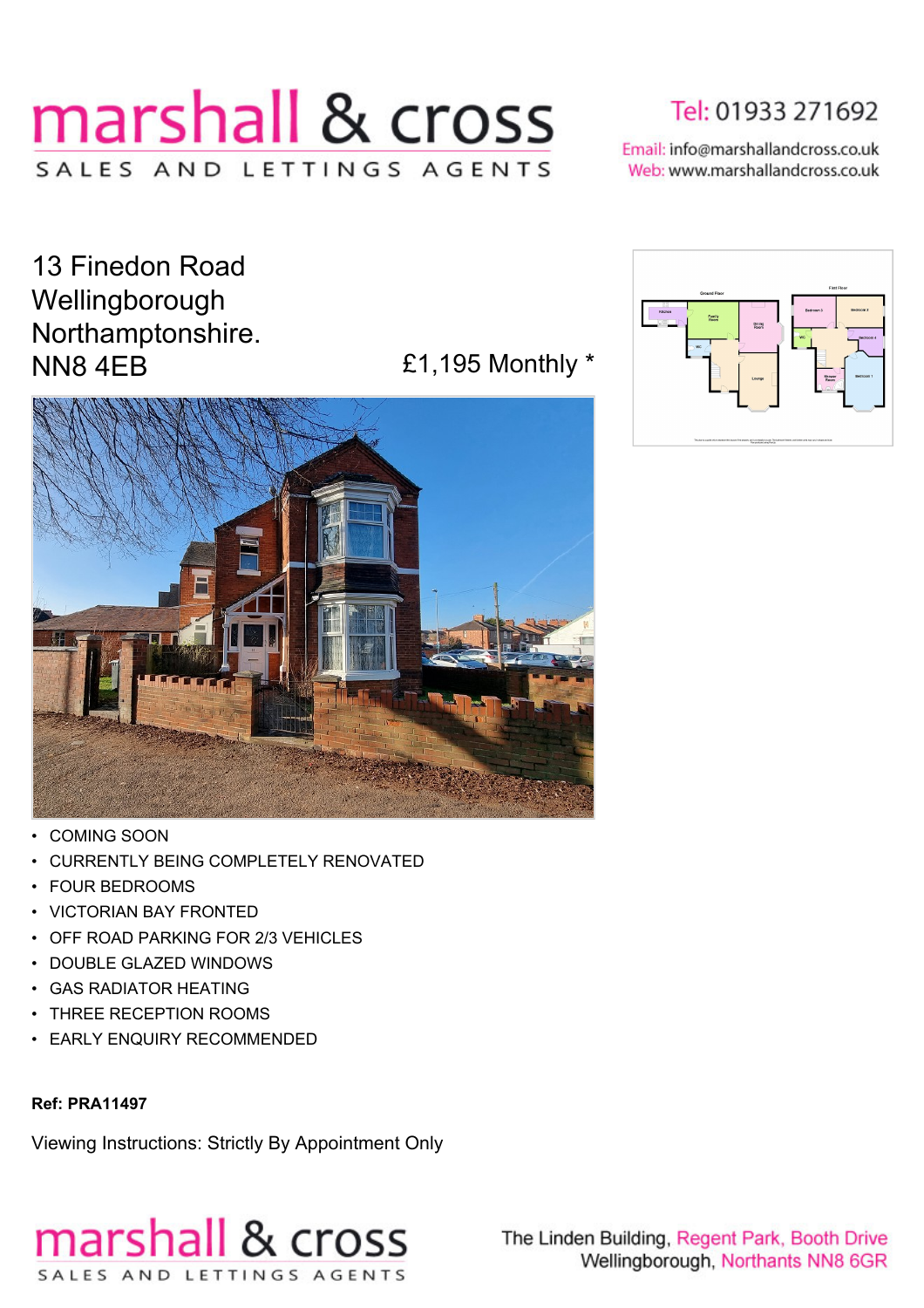# marshall & cross

SALES AND LETTINGS AGENTS

Tel: 01933 271692

Email: info@marshallandcross.co.uk
Web: www.marshallandcross.co.uk

## 13 Finedon Road
## Wellingborough
## Northamptonshire.
## NN8 4EB

£1,195 Monthly *

- COMING SOON
- CURRENTLY BEING COMPLETELY RENOVATED
- FOUR BEDROOMS
- VICTORIAN BAY FRONTED
- OFF ROAD PARKING FOR 2/3 VEHICLES
- DOUBLE GLAZED WINDOWS
- GAS RADIATOR HEATING
- THREE RECEPTION ROOMS
- EARLY ENQUIRY RECOMMENDED

**Ref: PRA11497**

Viewing Instructions: Strictly By Appointment Only

marshall & cross
SALES AND LETTINGS AGENTS

The Linden Building, Regent Park, Booth Drive
Wellingborough, Northants NN8 6GR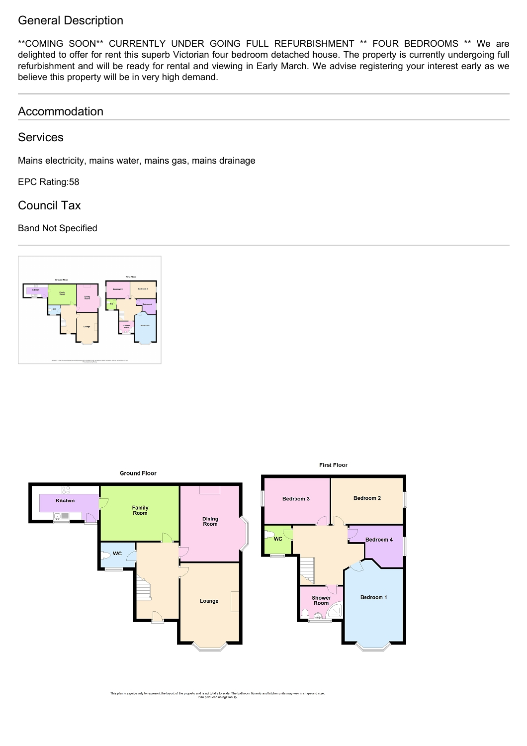## General Description

**COMING SOON** CURRENTLY UNDER GOING FULL REFURBISHMENT ** FOUR BEDROOMS ** We are delighted to offer for rent this superb Victorian four bedroom detached house. The property is currently undergoing full refurbishment and will be ready for rental and viewing in Early March. We advise registering your interest early as we believe this property will be in very high demand.

## Accommodation

## Services

Mains electricity, mains water, mains gas, mains drainage

EPC Rating:58

## Council Tax

Band Not Specified

Ground Floor

Kitchen

Family Room

Dining Room

WC

Lounge

First Floor

Bedroom 3

Bedroom 2

WC

Bedroom 4

Shower Room

Bedroom 1

This plan is a guide only to represent the layout of the property and is not totally to scale. The bathroom fitments and kitchen units may vary in shape and size.
Plan produced using PlanUp.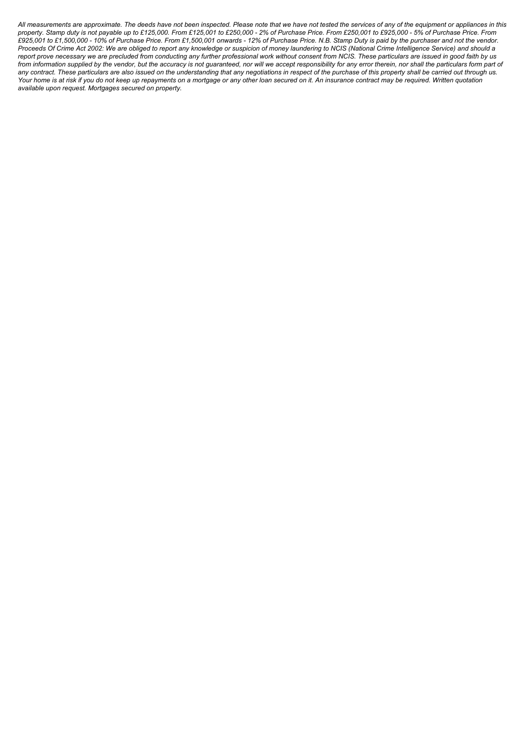*All measurements are approximate. The deeds have not been inspected. Please note that we have not tested the services of any of the equipment or appliances in this property. Stamp duty is not payable up to £125,000. From £125,001 to £250,000 - 2% of Purchase Price. From £250,001 to £925,000 - 5% of Purchase Price. From £925,001 to £1,500,000 - 10% of Purchase Price. From £1,500,001 onwards - 12% of Purchase Price. N.B. Stamp Duty is paid by the purchaser and not the vendor. Proceeds Of Crime Act 2002: We are obliged to report any knowledge or suspicion of money laundering to NCIS (National Crime Intelligence Service) and should a report prove necessary we are precluded from conducting any further professional work without consent from NCIS. These particulars are issued in good faith by us from information supplied by the vendor, but the accuracy is not guaranteed, nor will we accept responsibility for any error therein, nor shall the particulars form part of any contract. These particulars are also issued on the understanding that any negotiations in respect of the purchase of this property shall be carried out through us. Your home is at risk if you do not keep up repayments on a mortgage or any other loan secured on it. An insurance contract may be required. Written quotation available upon request. Mortgages secured on property.*